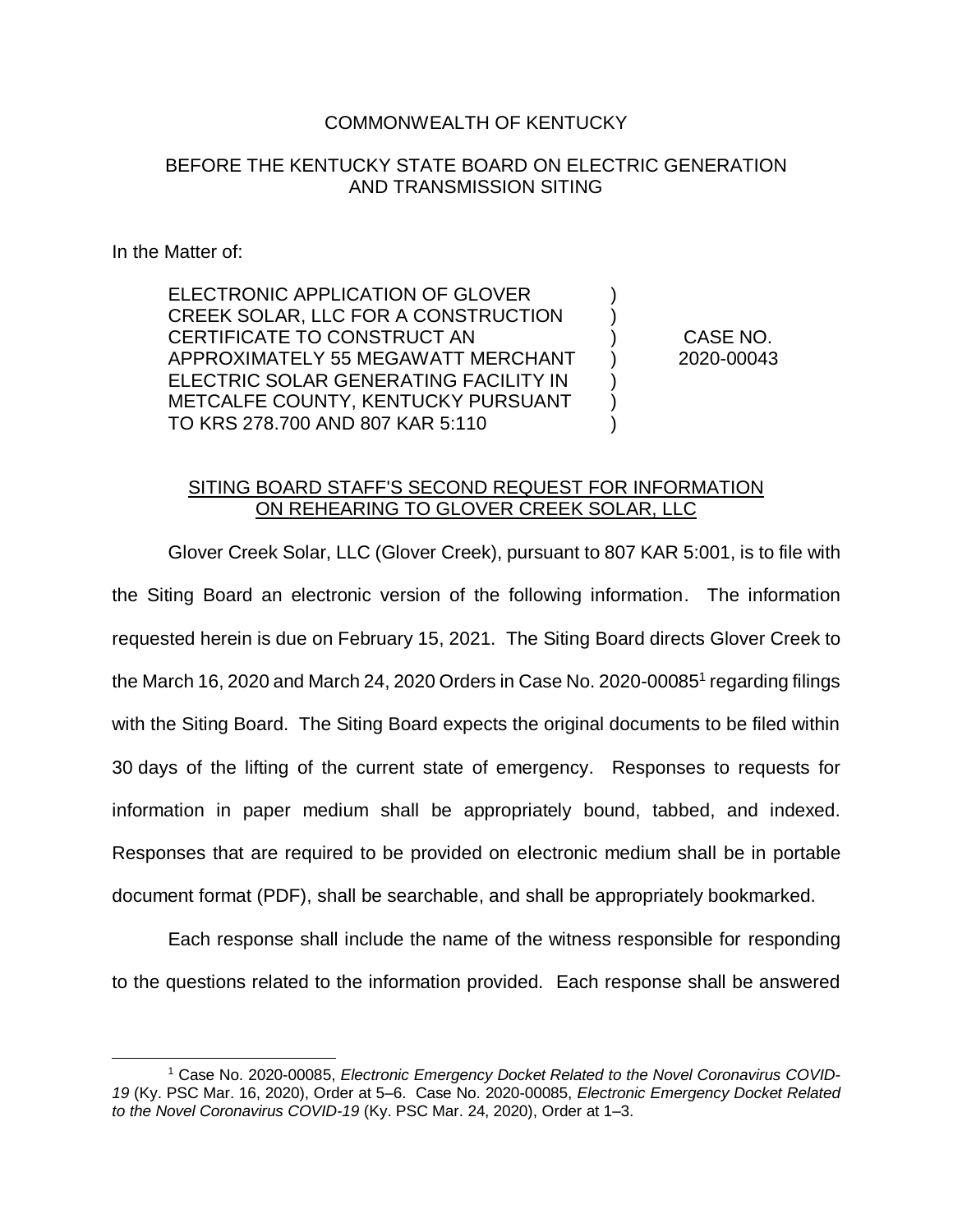COMMONWEALTH OF KENTUCKY

BEFORE THE KENTUCKY STATE BOARD ON ELECTRIC GENERATION AND TRANSMISSION SITING

In the Matter of:

| | | |
|---|---|---|
| ELECTRONIC APPLICATION OF GLOVER CREEK SOLAR, LLC FOR A CONSTRUCTION CERTIFICATE TO CONSTRUCT AN APPROXIMATELY 55 MEGAWATT MERCHANT ELECTRIC SOLAR GENERATING FACILITY IN METCALFE COUNTY, KENTUCKY PURSUANT TO KRS 278.700 AND 807 KAR 5:110 | ) ) ) ) ) ) ) | CASE NO. 2020-00043 |

SITING BOARD STAFF'S SECOND REQUEST FOR INFORMATION ON REHEARING TO GLOVER CREEK SOLAR, LLC

Glover Creek Solar, LLC (Glover Creek), pursuant to 807 KAR 5:001, is to file with the Siting Board an electronic version of the following information. The information requested herein is due on February 15, 2021. The Siting Board directs Glover Creek to the March 16, 2020 and March 24, 2020 Orders in Case No. 2020-00085[1] regarding filings with the Siting Board. The Siting Board expects the original documents to be filed within 30 days of the lifting of the current state of emergency. Responses to requests for information in paper medium shall be appropriately bound, tabbed, and indexed. Responses that are required to be provided on electronic medium shall be in portable document format (PDF), shall be searchable, and shall be appropriately bookmarked.

Each response shall include the name of the witness responsible for responding to the questions related to the information provided. Each response shall be answered

[1] Case No. 2020-00085, *Electronic Emergency Docket Related to the Novel Coronavirus COVID-19* (Ky. PSC Mar. 16, 2020), Order at 5–6. Case No. 2020-00085, *Electronic Emergency Docket Related to the Novel Coronavirus COVID-19* (Ky. PSC Mar. 24, 2020), Order at 1–3.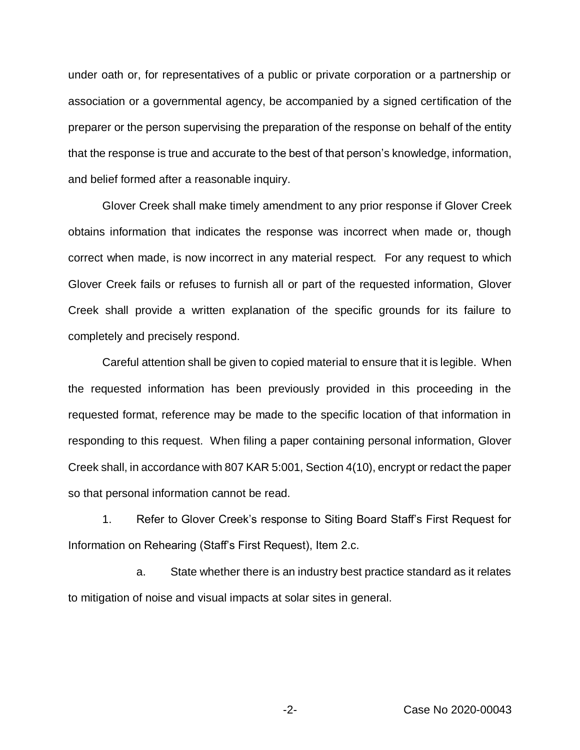under oath or, for representatives of a public or private corporation or a partnership or association or a governmental agency, be accompanied by a signed certification of the preparer or the person supervising the preparation of the response on behalf of the entity that the response is true and accurate to the best of that person's knowledge, information, and belief formed after a reasonable inquiry.

Glover Creek shall make timely amendment to any prior response if Glover Creek obtains information that indicates the response was incorrect when made or, though correct when made, is now incorrect in any material respect. For any request to which Glover Creek fails or refuses to furnish all or part of the requested information, Glover Creek shall provide a written explanation of the specific grounds for its failure to completely and precisely respond.

Careful attention shall be given to copied material to ensure that it is legible. When the requested information has been previously provided in this proceeding in the requested format, reference may be made to the specific location of that information in responding to this request. When filing a paper containing personal information, Glover Creek shall, in accordance with 807 KAR 5:001, Section 4(10), encrypt or redact the paper so that personal information cannot be read.

1. Refer to Glover Creek's response to Siting Board Staff's First Request for Information on Rehearing (Staff's First Request), Item 2.c.

   a. State whether there is an industry best practice standard as it relates to mitigation of noise and visual impacts at solar sites in general.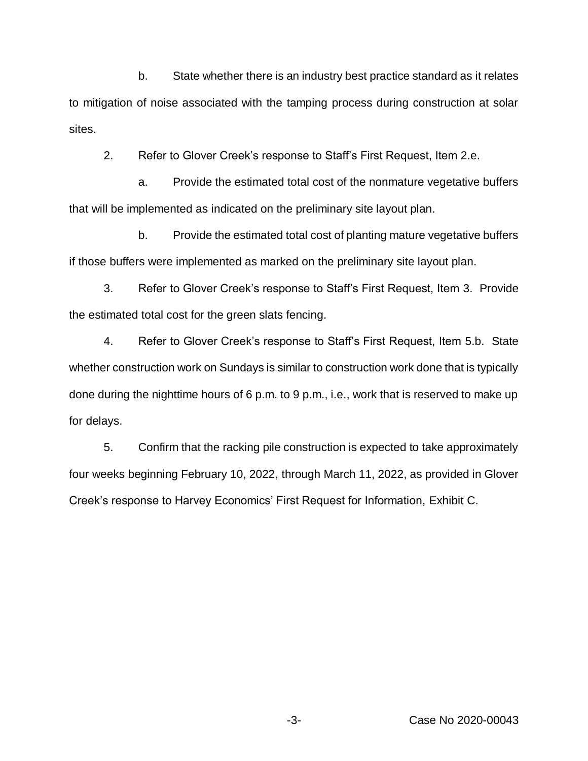b. State whether there is an industry best practice standard as it relates to mitigation of noise associated with the tamping process during construction at solar sites.

2. Refer to Glover Creek's response to Staff's First Request, Item 2.e.

a. Provide the estimated total cost of the nonmature vegetative buffers that will be implemented as indicated on the preliminary site layout plan.

b. Provide the estimated total cost of planting mature vegetative buffers if those buffers were implemented as marked on the preliminary site layout plan.

3. Refer to Glover Creek's response to Staff's First Request, Item 3. Provide the estimated total cost for the green slats fencing.

4. Refer to Glover Creek's response to Staff's First Request, Item 5.b. State whether construction work on Sundays is similar to construction work done that is typically done during the nighttime hours of 6 p.m. to 9 p.m., i.e., work that is reserved to make up for delays.

5. Confirm that the racking pile construction is expected to take approximately four weeks beginning February 10, 2022, through March 11, 2022, as provided in Glover Creek's response to Harvey Economics' First Request for Information, Exhibit C.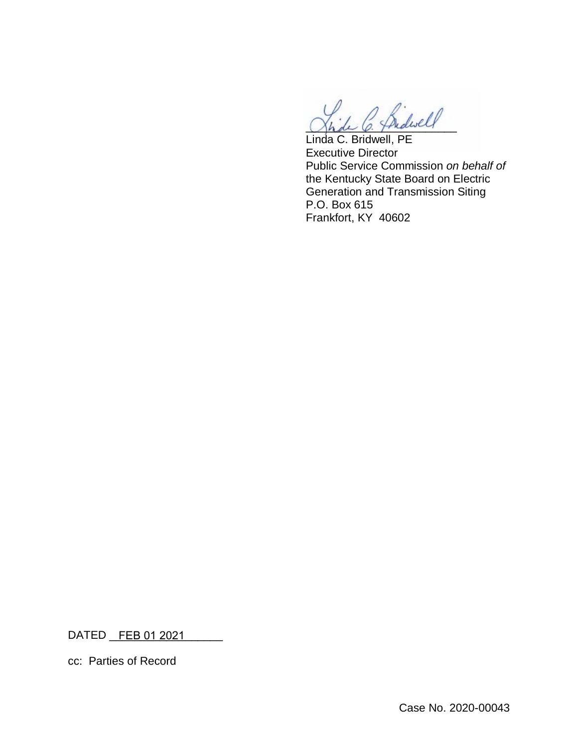Linda C. Bridwell, PE
Executive Director
Public Service Commission *on behalf of* the Kentucky State Board on Electric Generation and Transmission Siting
P.O. Box 615
Frankfort, KY 40602

DATED FEB 01 2021

cc: Parties of Record

Case No. 2020-00043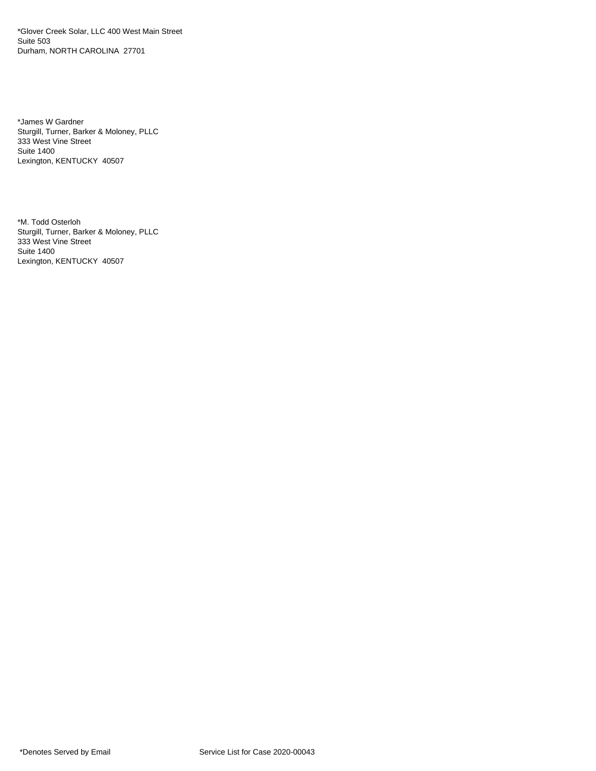*Glover Creek Solar, LLC 400 West Main Street
Suite 503
Durham, NORTH CAROLINA 27701

*James W Gardner
Sturgill, Turner, Barker & Moloney, PLLC
333 West Vine Street
Suite 1400
Lexington, KENTUCKY 40507

*M. Todd Osterloh
Sturgill, Turner, Barker & Moloney, PLLC
333 West Vine Street
Suite 1400
Lexington, KENTUCKY 40507

*Denotes Served by Email

Service List for Case 2020-00043